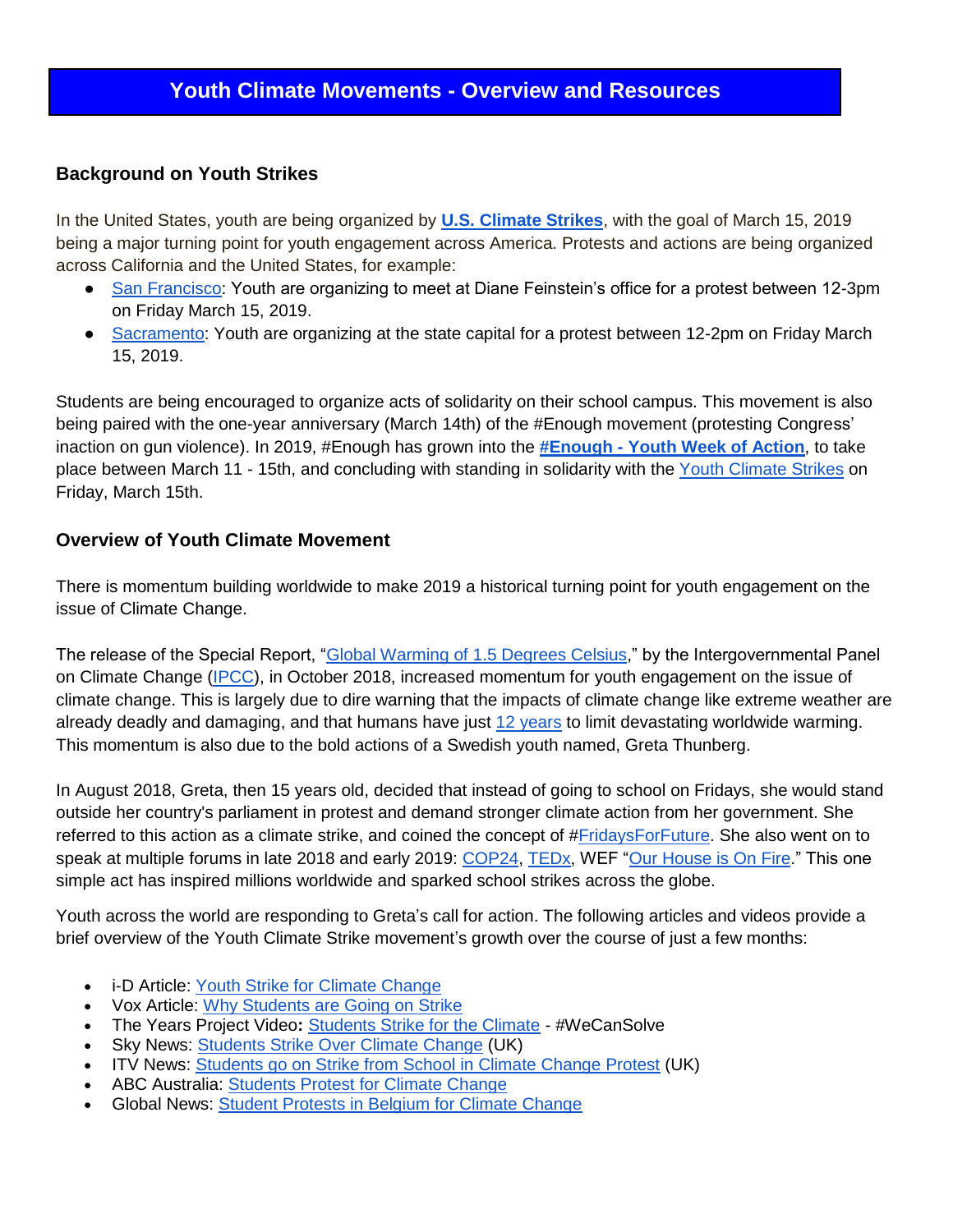# Youth Climate Movements - Overview and Resources

## Background on Youth Strikes

In the United States, youth are being organized by **U.S. Climate Strikes**, with the goal of March 15, 2019 being a major turning point for youth engagement across America. Protests and actions are being organized across California and the United States, for example:

- San Francisco: Youth are organizing to meet at Diane Feinstein's office for a protest between 12-3pm on Friday March 15, 2019.
- Sacramento: Youth are organizing at the state capital for a protest between 12-2pm on Friday March 15, 2019.

Students are being encouraged to organize acts of solidarity on their school campus. This movement is also being paired with the one-year anniversary (March 14th) of the #Enough movement (protesting Congress' inaction on gun violence). In 2019, #Enough has grown into the **#Enough - Youth Week of Action**, to take place between March 11 - 15th, and concluding with standing in solidarity with the Youth Climate Strikes on Friday, March 15th.

## Overview of Youth Climate Movement

There is momentum building worldwide to make 2019 a historical turning point for youth engagement on the issue of Climate Change.

The release of the Special Report, "Global Warming of 1.5 Degrees Celsius," by the Intergovernmental Panel on Climate Change (IPCC), in October 2018, increased momentum for youth engagement on the issue of climate change. This is largely due to dire warning that the impacts of climate change like extreme weather are already deadly and damaging, and that humans have just 12 years to limit devastating worldwide warming. This momentum is also due to the bold actions of a Swedish youth named, Greta Thunberg.

In August 2018, Greta, then 15 years old, decided that instead of going to school on Fridays, she would stand outside her country's parliament in protest and demand stronger climate action from her government. She referred to this action as a climate strike, and coined the concept of #FridaysForFuture. She also went on to speak at multiple forums in late 2018 and early 2019: COP24, TEDx, WEF "Our House is On Fire." This one simple act has inspired millions worldwide and sparked school strikes across the globe.

Youth across the world are responding to Greta's call for action. The following articles and videos provide a brief overview of the Youth Climate Strike movement's growth over the course of just a few months:

- i-D Article: Youth Strike for Climate Change
- Vox Article: Why Students are Going on Strike
- The Years Project Video**:** Students Strike for the Climate - #WeCanSolve
- Sky News: Students Strike Over Climate Change (UK)
- ITV News: Students go on Strike from School in Climate Change Protest (UK)
- ABC Australia: Students Protest for Climate Change
- Global News: Student Protests in Belgium for Climate Change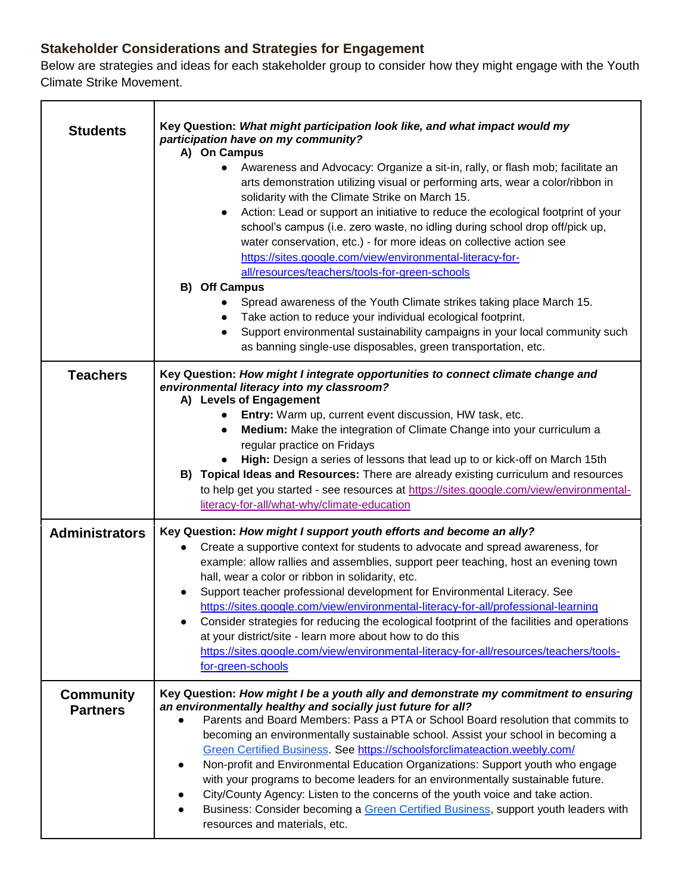## Stakeholder Considerations and Strategies for Engagement

Below are strategies and ideas for each stakeholder group to consider how they might engage with the Youth Climate Strike Movement.

| | |
|---|---|
| **Students** | **Key Question: *What might participation look like, and what impact would my participation have on my community?*** <br> **A) On Campus** <br> • Awareness and Advocacy: Organize a sit-in, rally, or flash mob; facilitate an arts demonstration utilizing visual or performing arts, wear a color/ribbon in solidarity with the Climate Strike on March 15. <br> • Action: Lead or support an initiative to reduce the ecological footprint of your school's campus (i.e. zero waste, no idling during school drop off/pick up, water conservation, etc.) - for more ideas on collective action see https://sites.google.com/view/environmental-literacy-for-all/resources/teachers/tools-for-green-schools <br> **B) Off Campus** <br> • Spread awareness of the Youth Climate strikes taking place March 15. <br> • Take action to reduce your individual ecological footprint. <br> • Support environmental sustainability campaigns in your local community such as banning single-use disposables, green transportation, etc. |
| **Teachers** | **Key Question: *How might I integrate opportunities to connect climate change and environmental literacy into my classroom?*** <br> **A) Levels of Engagement** <br> • **Entry:** Warm up, current event discussion, HW task, etc. <br> • **Medium:** Make the integration of Climate Change into your curriculum a regular practice on Fridays <br> • **High:** Design a series of lessons that lead up to or kick-off on March 15th <br> **B) Topical Ideas and Resources:** There are already existing curriculum and resources to help get you started - see resources at https://sites.google.com/view/environmental-literacy-for-all/what-why/climate-education |
| **Administrators** | **Key Question: *How might I support youth efforts and become an ally?*** <br> • Create a supportive context for students to advocate and spread awareness, for example: allow rallies and assemblies, support peer teaching, host an evening town hall, wear a color or ribbon in solidarity, etc. <br> • Support teacher professional development for Environmental Literacy. See https://sites.google.com/view/environmental-literacy-for-all/professional-learning <br> • Consider strategies for reducing the ecological footprint of the facilities and operations at your district/site - learn more about how to do this https://sites.google.com/view/environmental-literacy-for-all/resources/teachers/tools-for-green-schools |
| **Community Partners** | **Key Question: *How might I be a youth ally and demonstrate my commitment to ensuring an environmentally healthy and socially just future for all?*** <br> • Parents and Board Members: Pass a PTA or School Board resolution that commits to becoming an environmentally sustainable school. Assist your school in becoming a Green Certified Business. See https://schoolsforclimateaction.weebly.com/ <br> • Non-profit and Environmental Education Organizations: Support youth who engage with your programs to become leaders for an environmentally sustainable future. <br> • City/County Agency: Listen to the concerns of the youth voice and take action. <br> • Business: Consider becoming a Green Certified Business, support youth leaders with resources and materials, etc. |